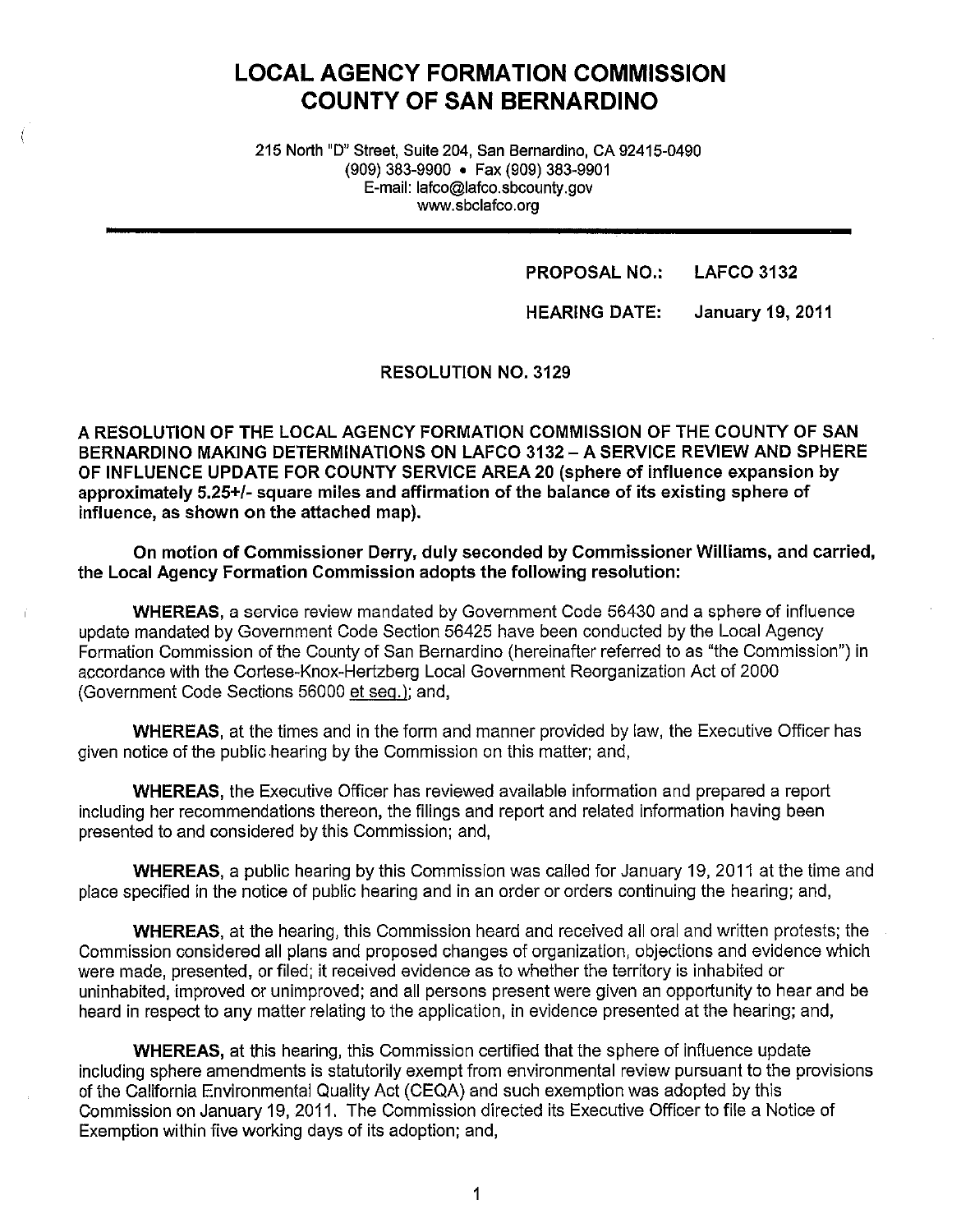# LOCAL AGENCY FORMATION COMMISSION
# COUNTY OF SAN BERNARDINO

215 North "D" Street, Suite 204, San Bernardino, CA 92415-0490
(909) 383-9900 • Fax (909) 383-9901
E-mail: lafco@lafco.sbcounty.gov
www.sbclafco.org

**PROPOSAL NO.: LAFCO 3132**

**HEARING DATE: January 19, 2011**

**RESOLUTION NO. 3129**

**A RESOLUTION OF THE LOCAL AGENCY FORMATION COMMISSION OF THE COUNTY OF SAN BERNARDINO MAKING DETERMINATIONS ON LAFCO 3132 – A SERVICE REVIEW AND SPHERE OF INFLUENCE UPDATE FOR COUNTY SERVICE AREA 20 (sphere of influence expansion by approximately 5.25+/- square miles and affirmation of the balance of its existing sphere of influence, as shown on the attached map).**

**On motion of Commissioner Derry, duly seconded by Commissioner Williams, and carried, the Local Agency Formation Commission adopts the following resolution:**

**WHEREAS,** a service review mandated by Government Code 56430 and a sphere of influence update mandated by Government Code Section 56425 have been conducted by the Local Agency Formation Commission of the County of San Bernardino (hereinafter referred to as "the Commission") in accordance with the Cortese-Knox-Hertzberg Local Government Reorganization Act of 2000 (Government Code Sections 56000 et seq.); and,

**WHEREAS,** at the times and in the form and manner provided by law, the Executive Officer has given notice of the public hearing by the Commission on this matter; and,

**WHEREAS,** the Executive Officer has reviewed available information and prepared a report including her recommendations thereon, the filings and report and related information having been presented to and considered by this Commission; and,

**WHEREAS,** a public hearing by this Commission was called for January 19, 2011 at the time and place specified in the notice of public hearing and in an order or orders continuing the hearing; and,

**WHEREAS,** at the hearing, this Commission heard and received all oral and written protests; the Commission considered all plans and proposed changes of organization, objections and evidence which were made, presented, or filed; it received evidence as to whether the territory is inhabited or uninhabited, improved or unimproved; and all persons present were given an opportunity to hear and be heard in respect to any matter relating to the application, in evidence presented at the hearing; and,

**WHEREAS,** at this hearing, this Commission certified that the sphere of influence update including sphere amendments is statutorily exempt from environmental review pursuant to the provisions of the California Environmental Quality Act (CEQA) and such exemption was adopted by this Commission on January 19, 2011. The Commission directed its Executive Officer to file a Notice of Exemption within five working days of its adoption; and,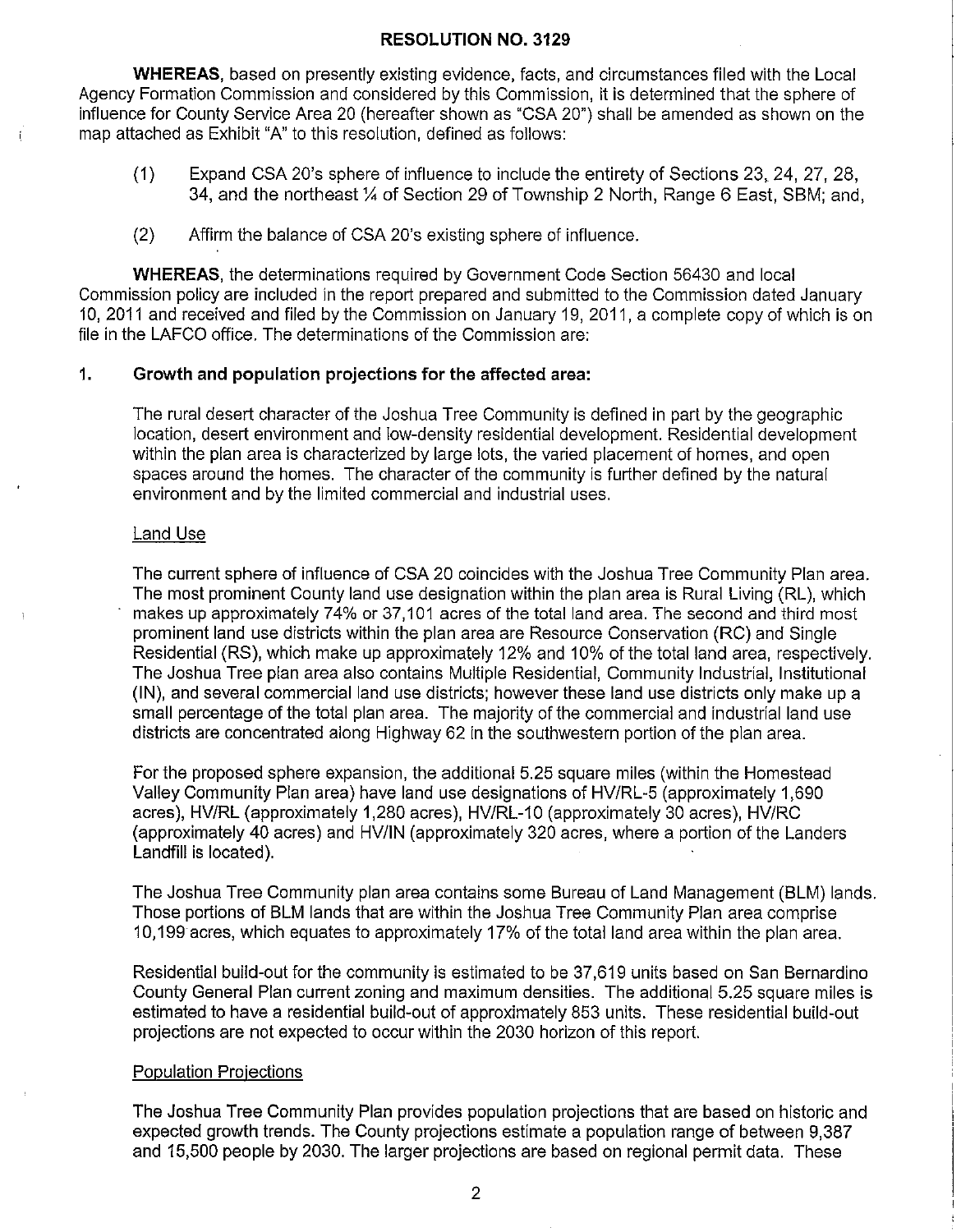**RESOLUTION NO. 3129**

**WHEREAS**, based on presently existing evidence, facts, and circumstances filed with the Local Agency Formation Commission and considered by this Commission, it is determined that the sphere of influence for County Service Area 20 (hereafter shown as "CSA 20") shall be amended as shown on the map attached as Exhibit "A" to this resolution, defined as follows:

(1) Expand CSA 20's sphere of influence to include the entirety of Sections 23, 24, 27, 28, 34, and the northeast ¼ of Section 29 of Township 2 North, Range 6 East, SBM; and,

(2) Affirm the balance of CSA 20's existing sphere of influence.

**WHEREAS**, the determinations required by Government Code Section 56430 and local Commission policy are included in the report prepared and submitted to the Commission dated January 10, 2011 and received and filed by the Commission on January 19, 2011, a complete copy of which is on file in the LAFCO office. The determinations of the Commission are:

**1. Growth and population projections for the affected area:**

The rural desert character of the Joshua Tree Community is defined in part by the geographic location, desert environment and low-density residential development. Residential development within the plan area is characterized by large lots, the varied placement of homes, and open spaces around the homes. The character of the community is further defined by the natural environment and by the limited commercial and industrial uses.

Land Use

The current sphere of influence of CSA 20 coincides with the Joshua Tree Community Plan area. The most prominent County land use designation within the plan area is Rural Living (RL), which makes up approximately 74% or 37,101 acres of the total land area. The second and third most prominent land use districts within the plan area are Resource Conservation (RC) and Single Residential (RS), which make up approximately 12% and 10% of the total land area, respectively. The Joshua Tree plan area also contains Multiple Residential, Community Industrial, Institutional (IN), and several commercial land use districts; however these land use districts only make up a small percentage of the total plan area. The majority of the commercial and industrial land use districts are concentrated along Highway 62 in the southwestern portion of the plan area.

For the proposed sphere expansion, the additional 5.25 square miles (within the Homestead Valley Community Plan area) have land use designations of HV/RL-5 (approximately 1,690 acres), HV/RL (approximately 1,280 acres), HV/RL-10 (approximately 30 acres), HV/RC (approximately 40 acres) and HV/IN (approximately 320 acres, where a portion of the Landers Landfill is located).

The Joshua Tree Community plan area contains some Bureau of Land Management (BLM) lands. Those portions of BLM lands that are within the Joshua Tree Community Plan area comprise 10,199 acres, which equates to approximately 17% of the total land area within the plan area.

Residential build-out for the community is estimated to be 37,619 units based on San Bernardino County General Plan current zoning and maximum densities. The additional 5.25 square miles is estimated to have a residential build-out of approximately 853 units. These residential build-out projections are not expected to occur within the 2030 horizon of this report.

Population Projections

The Joshua Tree Community Plan provides population projections that are based on historic and expected growth trends. The County projections estimate a population range of between 9,387 and 15,500 people by 2030. The larger projections are based on regional permit data. These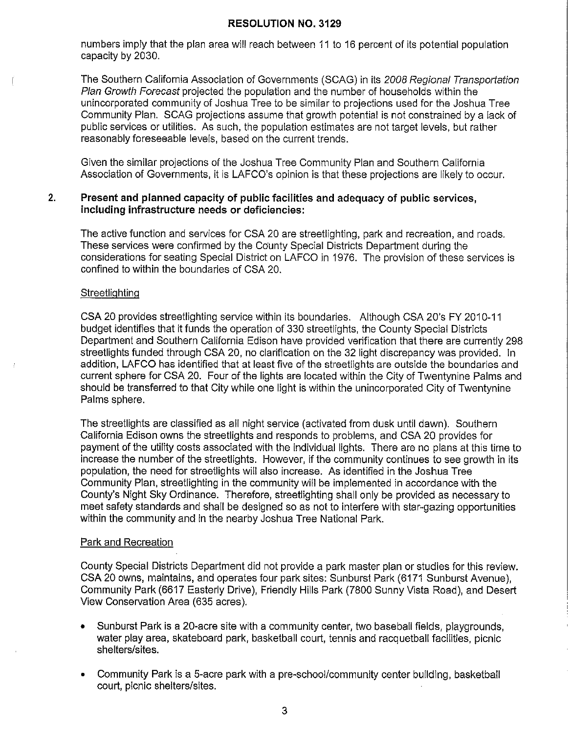numbers imply that the plan area will reach between 11 to 16 percent of its potential population capacity by 2030.

The Southern California Association of Governments (SCAG) in its *2008 Regional Transportation Plan Growth Forecast* projected the population and the number of households within the unincorporated community of Joshua Tree to be similar to projections used for the Joshua Tree Community Plan. SCAG projections assume that growth potential is not constrained by a lack of public services or utilities. As such, the population estimates are not target levels, but rather reasonably foreseeable levels, based on the current trends.

Given the similar projections of the Joshua Tree Community Plan and Southern California Association of Governments, it is LAFCO's opinion is that these projections are likely to occur.

**2. Present and planned capacity of public facilities and adequacy of public services, including infrastructure needs or deficiencies:**

The active function and services for CSA 20 are streetlighting, park and recreation, and roads. These services were confirmed by the County Special Districts Department during the considerations for seating Special District on LAFCO in 1976. The provision of these services is confined to within the boundaries of CSA 20.

Streetlighting

CSA 20 provides streetlighting service within its boundaries. Although CSA 20's FY 2010-11 budget identifies that it funds the operation of 330 streetlights, the County Special Districts Department and Southern California Edison have provided verification that there are currently 298 streetlights funded through CSA 20, no clarification on the 32 light discrepancy was provided. In addition, LAFCO has identified that at least five of the streetlights are outside the boundaries and current sphere for CSA 20. Four of the lights are located within the City of Twentynine Palms and should be transferred to that City while one light is within the unincorporated City of Twentynine Palms sphere.

The streetlights are classified as all night service (activated from dusk until dawn). Southern California Edison owns the streetlights and responds to problems, and CSA 20 provides for payment of the utility costs associated with the individual lights. There are no plans at this time to increase the number of the streetlights. However, if the community continues to see growth in its population, the need for streetlights will also increase. As identified in the Joshua Tree Community Plan, streetlighting in the community will be implemented in accordance with the County's Night Sky Ordinance. Therefore, streetlighting shall only be provided as necessary to meet safety standards and shall be designed so as not to interfere with star-gazing opportunities within the community and in the nearby Joshua Tree National Park.

Park and Recreation

County Special Districts Department did not provide a park master plan or studies for this review. CSA 20 owns, maintains, and operates four park sites: Sunburst Park (6171 Sunburst Avenue), Community Park (6617 Easterly Drive), Friendly Hills Park (7800 Sunny Vista Road), and Desert View Conservation Area (635 acres).

- Sunburst Park is a 20-acre site with a community center, two baseball fields, playgrounds, water play area, skateboard park, basketball court, tennis and racquetball facilities, picnic shelters/sites.
- Community Park is a 5-acre park with a pre-school/community center building, basketball court, picnic shelters/sites.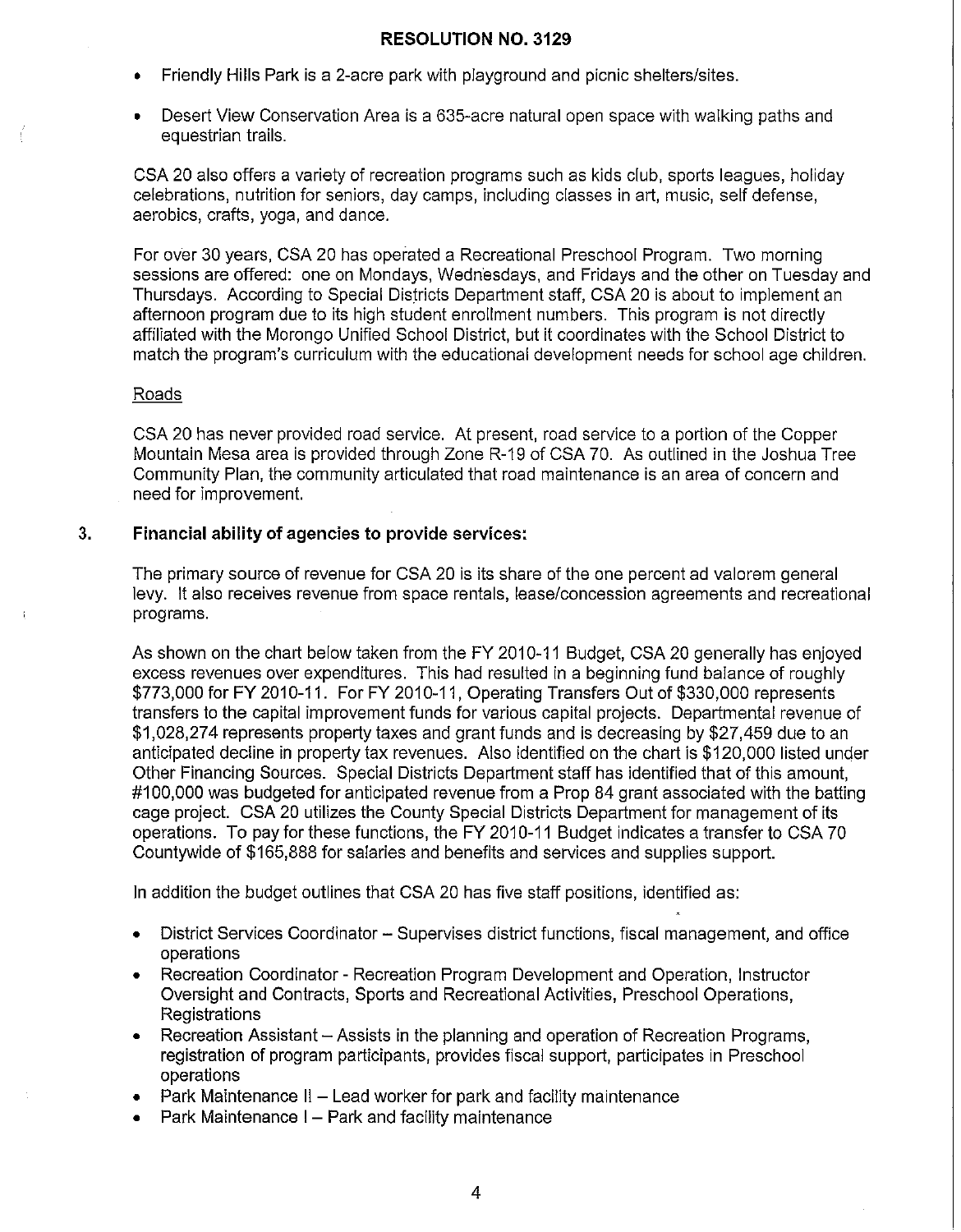- Friendly Hills Park is a 2-acre park with playground and picnic shelters/sites.
- Desert View Conservation Area is a 635-acre natural open space with walking paths and equestrian trails.

CSA 20 also offers a variety of recreation programs such as kids club, sports leagues, holiday celebrations, nutrition for seniors, day camps, including classes in art, music, self defense, aerobics, crafts, yoga, and dance.

For over 30 years, CSA 20 has operated a Recreational Preschool Program. Two morning sessions are offered: one on Mondays, Wednesdays, and Fridays and the other on Tuesday and Thursdays. According to Special Districts Department staff, CSA 20 is about to implement an afternoon program due to its high student enrollment numbers. This program is not directly affiliated with the Morongo Unified School District, but it coordinates with the School District to match the program's curriculum with the educational development needs for school age children.

Roads

CSA 20 has never provided road service. At present, road service to a portion of the Copper Mountain Mesa area is provided through Zone R-19 of CSA 70. As outlined in the Joshua Tree Community Plan, the community articulated that road maintenance is an area of concern and need for improvement.

3. **Financial ability of agencies to provide services:**

The primary source of revenue for CSA 20 is its share of the one percent ad valorem general levy. It also receives revenue from space rentals, lease/concession agreements and recreational programs.

As shown on the chart below taken from the FY 2010-11 Budget, CSA 20 generally has enjoyed excess revenues over expenditures. This had resulted in a beginning fund balance of roughly $773,000 for FY 2010-11. For FY 2010-11, Operating Transfers Out of $330,000 represents transfers to the capital improvement funds for various capital projects. Departmental revenue of $1,028,274 represents property taxes and grant funds and is decreasing by $27,459 due to an anticipated decline in property tax revenues. Also identified on the chart is $120,000 listed under Other Financing Sources. Special Districts Department staff has identified that of this amount, #100,000 was budgeted for anticipated revenue from a Prop 84 grant associated with the batting cage project. CSA 20 utilizes the County Special Districts Department for management of its operations. To pay for these functions, the FY 2010-11 Budget indicates a transfer to CSA 70 Countywide of $165,888 for salaries and benefits and services and supplies support.

In addition the budget outlines that CSA 20 has five staff positions, identified as:

- District Services Coordinator – Supervises district functions, fiscal management, and office operations
- Recreation Coordinator - Recreation Program Development and Operation, Instructor Oversight and Contracts, Sports and Recreational Activities, Preschool Operations, Registrations
- Recreation Assistant – Assists in the planning and operation of Recreation Programs, registration of program participants, provides fiscal support, participates in Preschool operations
- Park Maintenance II – Lead worker for park and facility maintenance
- Park Maintenance I – Park and facility maintenance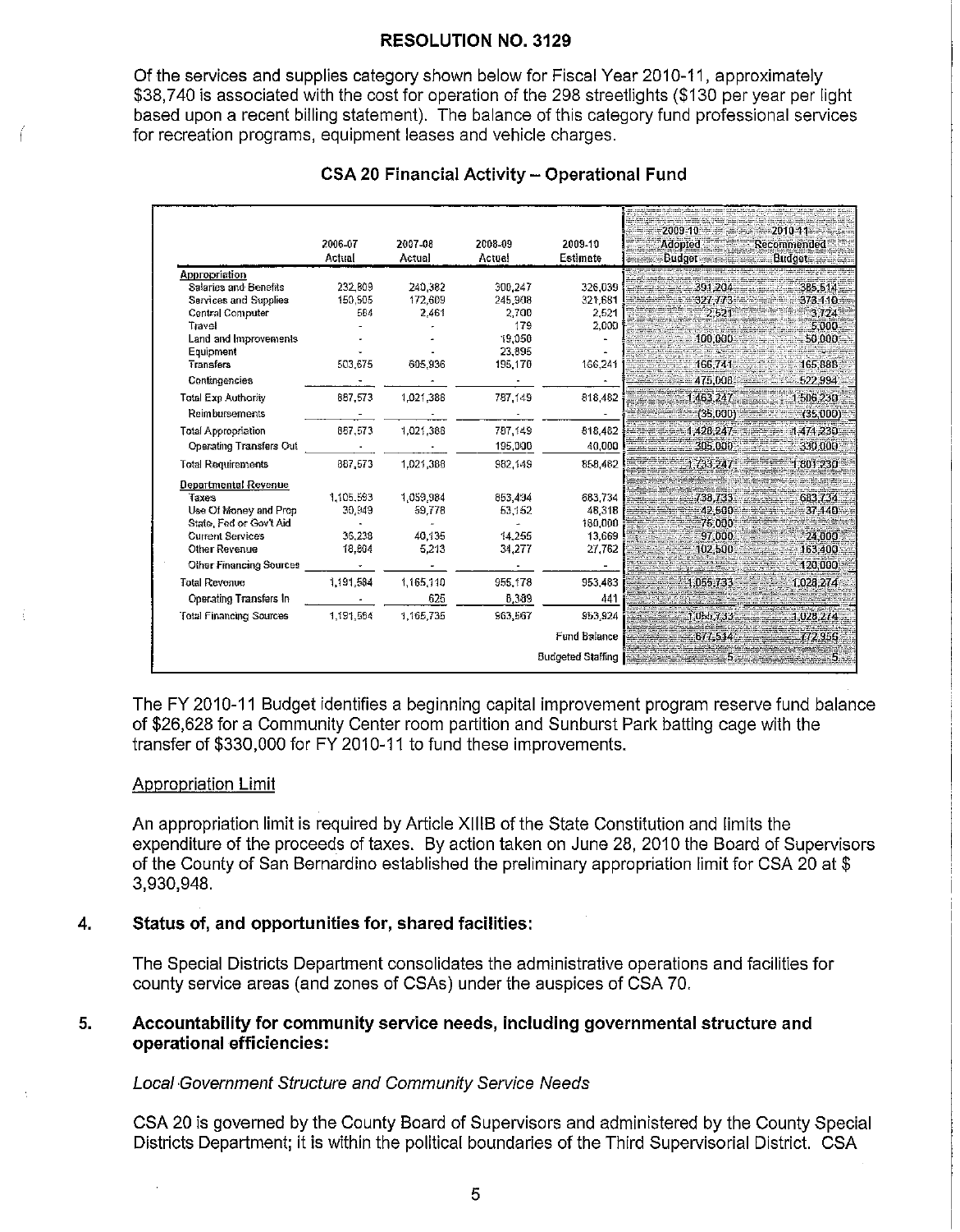**RESOLUTION NO. 3129**

Of the services and supplies category shown below for Fiscal Year 2010-11, approximately $38,740 is associated with the cost for operation of the 298 streetlights ($130 per year per light based upon a recent billing statement). The balance of this category fund professional services for recreation programs, equipment leases and vehicle charges.

**CSA 20 Financial Activity – Operational Fund**

| | 2006-07 Actual | 2007-08 Actual | 2008-09 Actual | 2009-10 Estimate | 2009-10 Adopted Budget | 2010-11 Recommended Budget |
|---|---|---|---|---|---|---|
| **Appropriation** | | | | | | |
| Salaries and Benefits | 232,809 | 240,382 | 300,247 | 326,039 | 391,204 | 385,514 |
| Services and Supplies | 150,505 | 172,609 | 245,908 | 321,681 | 327,773 | 373,410 |
| Central Computer | 584 | 2,461 | 2,700 | 2,521 | 2,521 | 3,724 |
| Travel | - | - | 179 | 2,000 | | 5,000 |
| Land and Improvements | - | - | 19,050 | - | 100,000 | 50,000 |
| Equipment | - | - | 23,895 | - | | - |
| Transfers | 503,675 | 605,936 | 195,170 | 166,241 | 166,741 | 165,886 |
| Contingencies | - | - | - | - | 475,008 | 522,984 |
| Total Exp Authority | 887,573 | 1,021,388 | 787,149 | 818,482 | 1,463,247 | 1,506,230 |
| Reimbursements | - | - | - | - | (35,000) | (35,000) |
| Total Appropriation | 887,573 | 1,021,388 | 787,149 | 818,482 | 1,428,247 | 1,471,230 |
| Operating Transfers Out | - | - | 195,000 | 40,000 | 305,000 | 330,000 |
| Total Requirements | 887,573 | 1,021,388 | 982,149 | 858,482 | 1,733,247 | 1,801,230 |
| **Departmental Revenue** | | | | | | |
| Taxes | 1,105,593 | 1,059,984 | 853,434 | 683,734 | 738,733 | 683,734 |
| Use Of Money and Prop | 30,949 | 59,778 | 53,152 | 48,318 | 42,500 | 37,140 |
| State, Fed or Gov't Aid | - | - | - | 180,000 | 75,000 | |
| Current Services | 36,238 | 40,135 | 14,255 | 13,669 | 97,000 | 24,000 |
| Other Revenue | 18,804 | 5,213 | 34,277 | 27,762 | 102,500 | 163,400 |
| Other Financing Sources | - | - | - | - | | 120,000 |
| Total Revenue | 1,191,584 | 1,165,110 | 955,178 | 953,483 | 1,055,733 | 1,028,274 |
| Operating Transfers In | - | 625 | 8,389 | 441 | | |
| Total Financing Sources | 1,191,584 | 1,165,735 | 963,567 | 953,924 | 1,055,733 | 1,028,274 |
| | | | | Fund Balance | 677,514 | 772,956 |
| | | | | Budgeted Staffing | 5 | 5 |

The FY 2010-11 Budget identifies a beginning capital improvement program reserve fund balance of $26,628 for a Community Center room partition and Sunburst Park batting cage with the transfer of $330,000 for FY 2010-11 to fund these improvements.

Appropriation Limit

An appropriation limit is required by Article XIIIB of the State Constitution and limits the expenditure of the proceeds of taxes. By action taken on June 28, 2010 the Board of Supervisors of the County of San Bernardino established the preliminary appropriation limit for CSA 20 at $ 3,930,948.

4. **Status of, and opportunities for, shared facilities:**

The Special Districts Department consolidates the administrative operations and facilities for county service areas (and zones of CSAs) under the auspices of CSA 70.

5. **Accountability for community service needs, including governmental structure and operational efficiencies:**

*Local Government Structure and Community Service Needs*

CSA 20 is governed by the County Board of Supervisors and administered by the County Special Districts Department; it is within the political boundaries of the Third Supervisorial District. CSA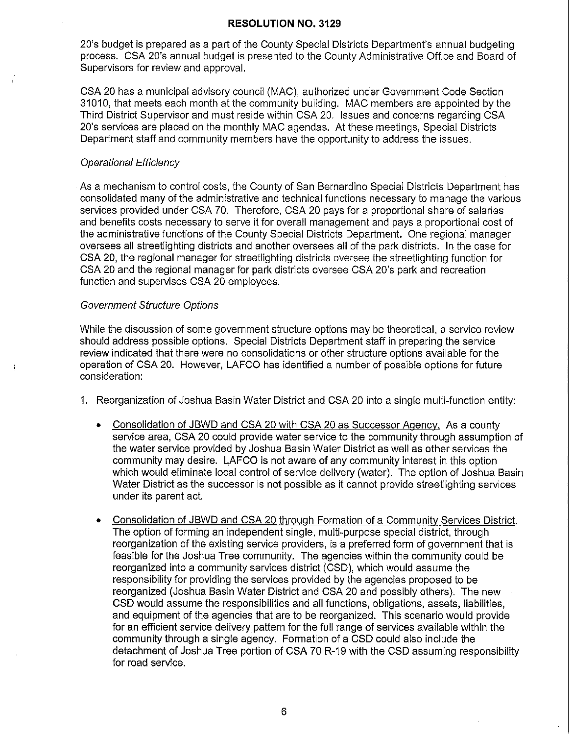20's budget is prepared as a part of the County Special Districts Department's annual budgeting process. CSA 20's annual budget is presented to the County Administrative Office and Board of Supervisors for review and approval.

CSA 20 has a municipal advisory council (MAC), authorized under Government Code Section 31010, that meets each month at the community building. MAC members are appointed by the Third District Supervisor and must reside within CSA 20. Issues and concerns regarding CSA 20's services are placed on the monthly MAC agendas. At these meetings, Special Districts Department staff and community members have the opportunity to address the issues.

*Operational Efficiency*

As a mechanism to control costs, the County of San Bernardino Special Districts Department has consolidated many of the administrative and technical functions necessary to manage the various services provided under CSA 70. Therefore, CSA 20 pays for a proportional share of salaries and benefits costs necessary to serve it for overall management and pays a proportional cost of the administrative functions of the County Special Districts Department. One regional manager oversees all streetlighting districts and another oversees all of the park districts. In the case for CSA 20, the regional manager for streetlighting districts oversee the streetlighting function for CSA 20 and the regional manager for park districts oversee CSA 20's park and recreation function and supervises CSA 20 employees.

*Government Structure Options*

While the discussion of some government structure options may be theoretical, a service review should address possible options. Special Districts Department staff in preparing the service review indicated that there were no consolidations or other structure options available for the operation of CSA 20. However, LAFCO has identified a number of possible options for future consideration:

1. Reorganization of Joshua Basin Water District and CSA 20 into a single multi-function entity:

   - Consolidation of JBWD and CSA 20 with CSA 20 as Successor Agency. As a county service area, CSA 20 could provide water service to the community through assumption of the water service provided by Joshua Basin Water District as well as other services the community may desire. LAFCO is not aware of any community interest in this option which would eliminate local control of service delivery (water). The option of Joshua Basin Water District as the successor is not possible as it cannot provide streetlighting services under its parent act.

   - Consolidation of JBWD and CSA 20 through Formation of a Community Services District. The option of forming an independent single, multi-purpose special district, through reorganization of the existing service providers, is a preferred form of government that is feasible for the Joshua Tree community. The agencies within the community could be reorganized into a community services district (CSD), which would assume the responsibility for providing the services provided by the agencies proposed to be reorganized (Joshua Basin Water District and CSA 20 and possibly others). The new CSD would assume the responsibilities and all functions, obligations, assets, liabilities, and equipment of the agencies that are to be reorganized. This scenario would provide for an efficient service delivery pattern for the full range of services available within the community through a single agency. Formation of a CSD could also include the detachment of Joshua Tree portion of CSA 70 R-19 with the CSD assuming responsibility for road service.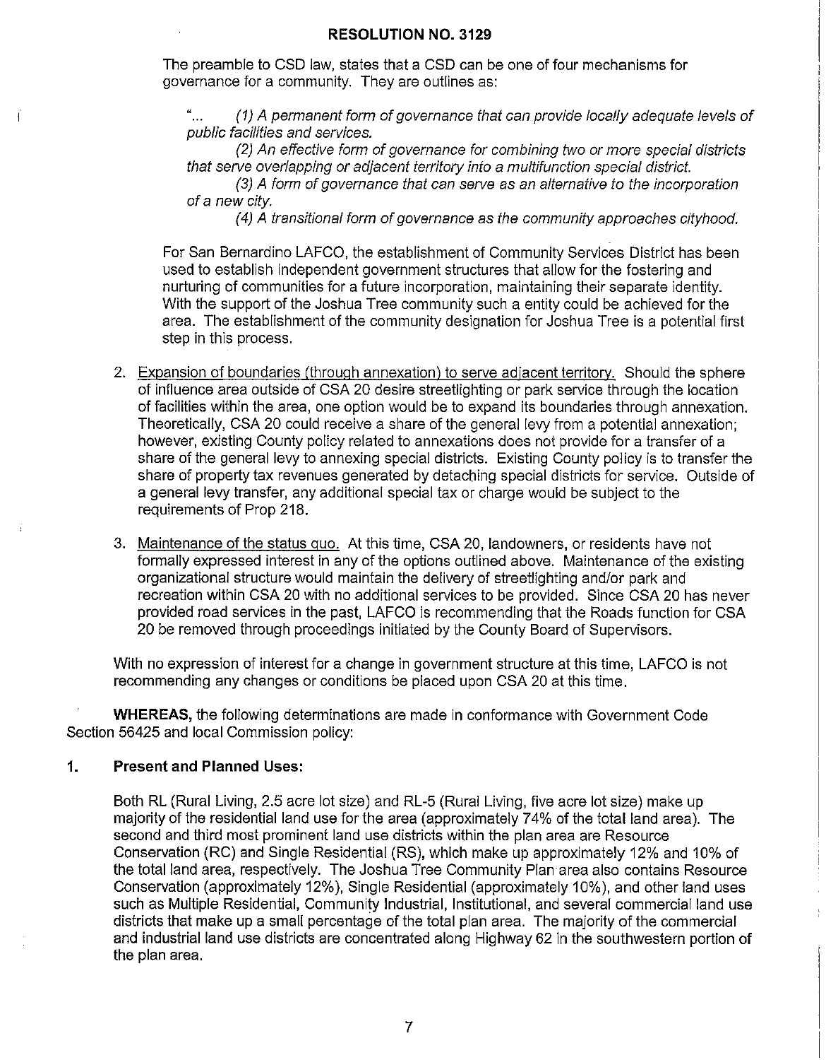The preamble to CSD law, states that a CSD can be one of four mechanisms for governance for a community. They are outlines as:

> "... *(1) A permanent form of governance that can provide locally adequate levels of public facilities and services.*
>
> *(2) An effective form of governance for combining two or more special districts that serve overlapping or adjacent territory into a multifunction special district.*
>
> *(3) A form of governance that can serve as an alternative to the incorporation of a new city.*
>
> *(4) A transitional form of governance as the community approaches cityhood.*

For San Bernardino LAFCO, the establishment of Community Services District has been used to establish independent government structures that allow for the fostering and nurturing of communities for a future incorporation, maintaining their separate identity. With the support of the Joshua Tree community such a entity could be achieved for the area. The establishment of the community designation for Joshua Tree is a potential first step in this process.

2. Expansion of boundaries (through annexation) to serve adjacent territory. Should the sphere of influence area outside of CSA 20 desire streetlighting or park service through the location of facilities within the area, one option would be to expand its boundaries through annexation. Theoretically, CSA 20 could receive a share of the general levy from a potential annexation; however, existing County policy related to annexations does not provide for a transfer of a share of the general levy to annexing special districts. Existing County policy is to transfer the share of property tax revenues generated by detaching special districts for service. Outside of a general levy transfer, any additional special tax or charge would be subject to the requirements of Prop 218.

3. Maintenance of the status quo. At this time, CSA 20, landowners, or residents have not formally expressed interest in any of the options outlined above. Maintenance of the existing organizational structure would maintain the delivery of streetlighting and/or park and recreation within CSA 20 with no additional services to be provided. Since CSA 20 has never provided road services in the past, LAFCO is recommending that the Roads function for CSA 20 be removed through proceedings initiated by the County Board of Supervisors.

With no expression of interest for a change in government structure at this time, LAFCO is not recommending any changes or conditions be placed upon CSA 20 at this time.

**WHEREAS,** the following determinations are made in conformance with Government Code Section 56425 and local Commission policy:

**1. Present and Planned Uses:**

Both RL (Rural Living, 2.5 acre lot size) and RL-5 (Rural Living, five acre lot size) make up majority of the residential land use for the area (approximately 74% of the total land area). The second and third most prominent land use districts within the plan area are Resource Conservation (RC) and Single Residential (RS), which make up approximately 12% and 10% of the total land area, respectively. The Joshua Tree Community Plan area also contains Resource Conservation (approximately 12%), Single Residential (approximately 10%), and other land uses such as Multiple Residential, Community Industrial, Institutional, and several commercial land use districts that make up a small percentage of the total plan area. The majority of the commercial and industrial land use districts are concentrated along Highway 62 in the southwestern portion of the plan area.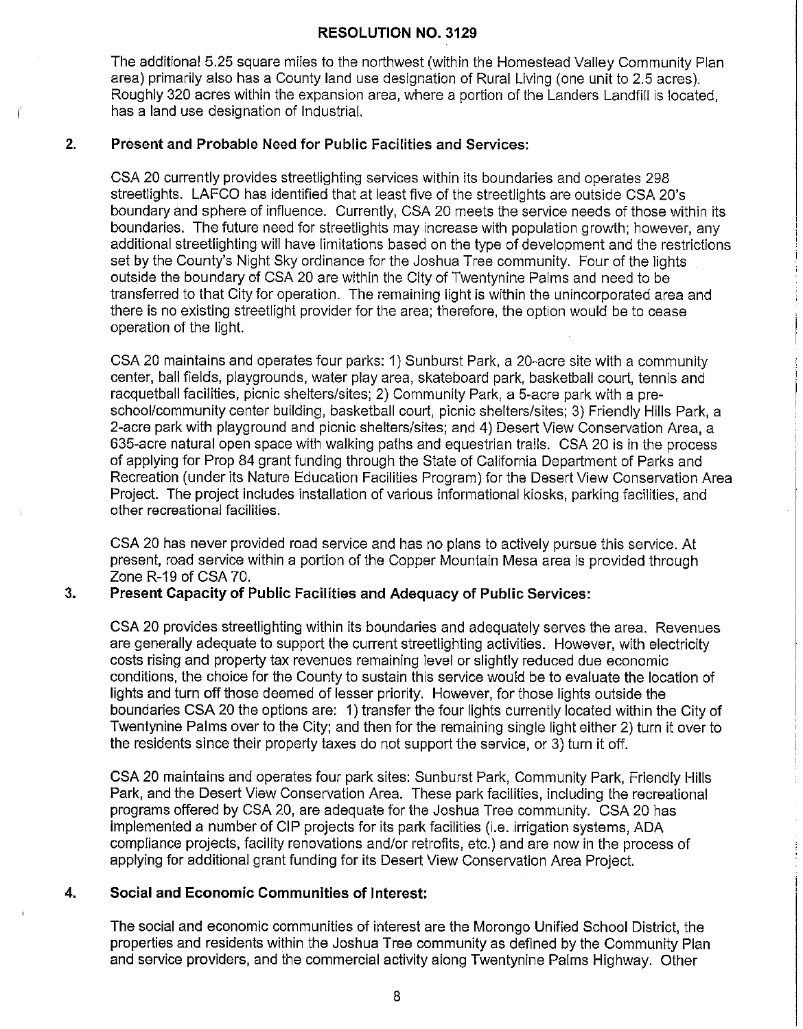## RESOLUTION NO. 3129

The additional 5.25 square miles to the northwest (within the Homestead Valley Community Plan area) primarily also has a County land use designation of Rural Living (one unit to 2.5 acres). Roughly 320 acres within the expansion area, where a portion of the Landers Landfill is located, has a land use designation of Industrial.

### 2. Present and Probable Need for Public Facilities and Services:

CSA 20 currently provides streetlighting services within its boundaries and operates 298 streetlights. LAFCO has identified that at least five of the streetlights are outside CSA 20's boundary and sphere of influence. Currently, CSA 20 meets the service needs of those within its boundaries. The future need for streetlights may increase with population growth; however, any additional streetlighting will have limitations based on the type of development and the restrictions set by the County's Night Sky ordinance for the Joshua Tree community. Four of the lights outside the boundary of CSA 20 are within the City of Twentynine Palms and need to be transferred to that City for operation. The remaining light is within the unincorporated area and there is no existing streetlight provider for the area; therefore, the option would be to cease operation of the light.

CSA 20 maintains and operates four parks: 1) Sunburst Park, a 20-acre site with a community center, ball fields, playgrounds, water play area, skateboard park, basketball court, tennis and racquetball facilities, picnic shelters/sites; 2) Community Park, a 5-acre park with a pre-school/community center building, basketball court, picnic shelters/sites; 3) Friendly Hills Park, a 2-acre park with playground and picnic shelters/sites; and 4) Desert View Conservation Area, a 635-acre natural open space with walking paths and equestrian trails. CSA 20 is in the process of applying for Prop 84 grant funding through the State of California Department of Parks and Recreation (under its Nature Education Facilities Program) for the Desert View Conservation Area Project. The project includes installation of various informational kiosks, parking facilities, and other recreational facilities.

CSA 20 has never provided road service and has no plans to actively pursue this service. At present, road service within a portion of the Copper Mountain Mesa area is provided through Zone R-19 of CSA 70.

### 3. Present Capacity of Public Facilities and Adequacy of Public Services:

CSA 20 provides streetlighting within its boundaries and adequately serves the area. Revenues are generally adequate to support the current streetlighting activities. However, with electricity costs rising and property tax revenues remaining level or slightly reduced due economic conditions, the choice for the County to sustain this service would be to evaluate the location of lights and turn off those deemed of lesser priority. However, for those lights outside the boundaries CSA 20 the options are: 1) transfer the four lights currently located within the City of Twentynine Palms over to the City; and then for the remaining single light either 2) turn it over to the residents since their property taxes do not support the service, or 3) turn it off.

CSA 20 maintains and operates four park sites: Sunburst Park, Community Park, Friendly Hills Park, and the Desert View Conservation Area. These park facilities, including the recreational programs offered by CSA 20, are adequate for the Joshua Tree community. CSA 20 has implemented a number of CIP projects for its park facilities (i.e. irrigation systems, ADA compliance projects, facility renovations and/or retrofits, etc.) and are now in the process of applying for additional grant funding for its Desert View Conservation Area Project.

### 4. Social and Economic Communities of Interest:

The social and economic communities of interest are the Morongo Unified School District, the properties and residents within the Joshua Tree community as defined by the Community Plan and service providers, and the commercial activity along Twentynine Palms Highway. Other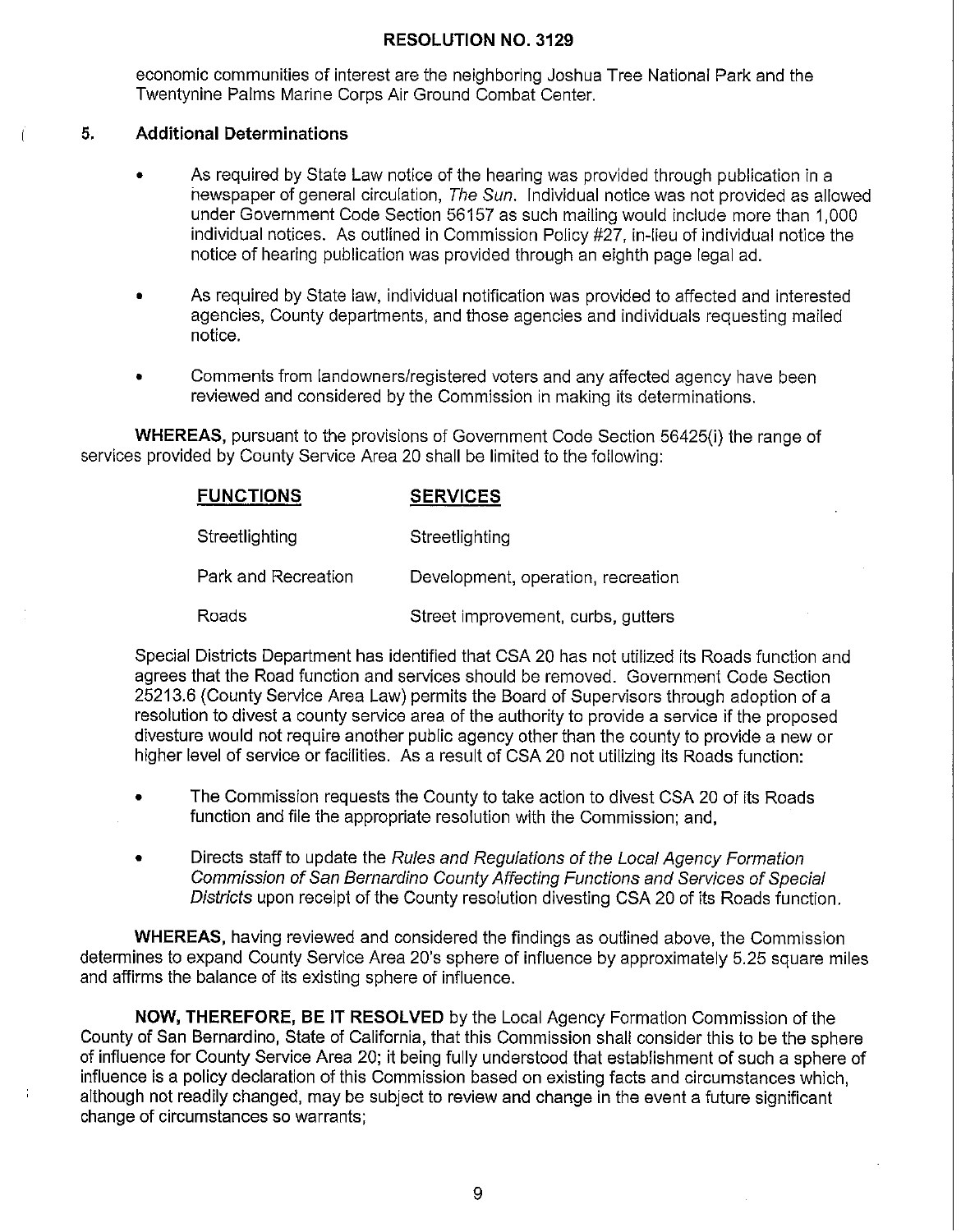economic communities of interest are the neighboring Joshua Tree National Park and the Twentynine Palms Marine Corps Air Ground Combat Center.

## 5. Additional Determinations

- As required by State Law notice of the hearing was provided through publication in a newspaper of general circulation, *The Sun*. Individual notice was not provided as allowed under Government Code Section 56157 as such mailing would include more than 1,000 individual notices. As outlined in Commission Policy #27, in-lieu of individual notice the notice of hearing publication was provided through an eighth page legal ad.
- As required by State law, individual notification was provided to affected and interested agencies, County departments, and those agencies and individuals requesting mailed notice.
- Comments from landowners/registered voters and any affected agency have been reviewed and considered by the Commission in making its determinations.

**WHEREAS,** pursuant to the provisions of Government Code Section 56425(i) the range of services provided by County Service Area 20 shall be limited to the following:

| FUNCTIONS | SERVICES |
|---|---|
| Streetlighting | Streetlighting |
| Park and Recreation | Development, operation, recreation |
| Roads | Street improvement, curbs, gutters |

Special Districts Department has identified that CSA 20 has not utilized its Roads function and agrees that the Road function and services should be removed. Government Code Section 25213.6 (County Service Area Law) permits the Board of Supervisors through adoption of a resolution to divest a county service area of the authority to provide a service if the proposed divesture would not require another public agency other than the county to provide a new or higher level of service or facilities. As a result of CSA 20 not utilizing its Roads function:

- The Commission requests the County to take action to divest CSA 20 of its Roads function and file the appropriate resolution with the Commission; and,
- Directs staff to update the *Rules and Regulations of the Local Agency Formation Commission of San Bernardino County Affecting Functions and Services of Special Districts* upon receipt of the County resolution divesting CSA 20 of its Roads function.

**WHEREAS,** having reviewed and considered the findings as outlined above, the Commission determines to expand County Service Area 20's sphere of influence by approximately 5.25 square miles and affirms the balance of its existing sphere of influence.

**NOW, THEREFORE, BE IT RESOLVED** by the Local Agency Formation Commission of the County of San Bernardino, State of California, that this Commission shall consider this to be the sphere of influence for County Service Area 20; it being fully understood that establishment of such a sphere of influence is a policy declaration of this Commission based on existing facts and circumstances which, although not readily changed, may be subject to review and change in the event a future significant change of circumstances so warrants;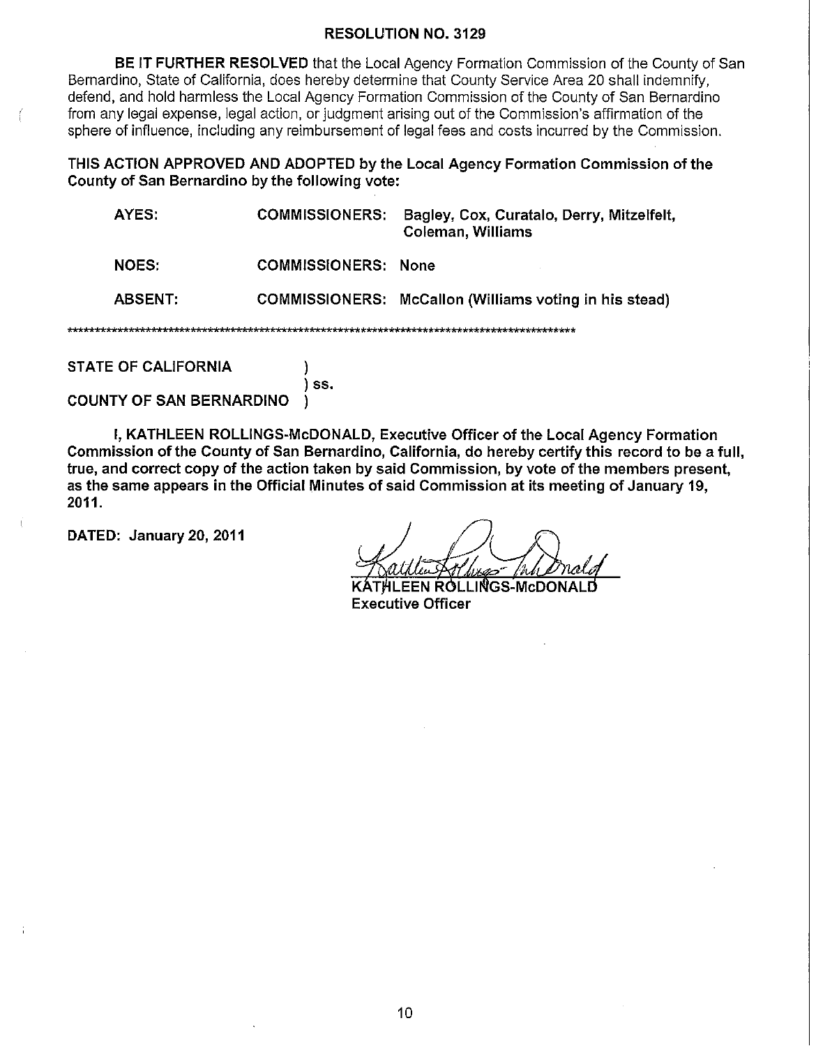**RESOLUTION NO. 3129**

**BE IT FURTHER RESOLVED** that the Local Agency Formation Commission of the County of San Bernardino, State of California, does hereby determine that County Service Area 20 shall indemnify, defend, and hold harmless the Local Agency Formation Commission of the County of San Bernardino from any legal expense, legal action, or judgment arising out of the Commission's affirmation of the sphere of influence, including any reimbursement of legal fees and costs incurred by the Commission.

**THIS ACTION APPROVED AND ADOPTED by the Local Agency Formation Commission of the County of San Bernardino by the following vote:**

| | | |
|---|---|---|
| **AYES:** | **COMMISSIONERS:** | **Bagley, Cox, Curatalo, Derry, Mitzelfelt, Coleman, Williams** |
| **NOES:** | **COMMISSIONERS:** | **None** |
| **ABSENT:** | **COMMISSIONERS:** | **McCallon (Williams voting in his stead)** |

******************************************************************************************

**STATE OF CALIFORNIA )**
**) ss.**
**COUNTY OF SAN BERNARDINO )**

**I, KATHLEEN ROLLINGS-McDONALD, Executive Officer of the Local Agency Formation Commission of the County of San Bernardino, California, do hereby certify this record to be a full, true, and correct copy of the action taken by said Commission, by vote of the members present, as the same appears in the Official Minutes of said Commission at its meeting of January 19, 2011.**

**DATED: January 20, 2011**

**KATHLEEN ROLLINGS-McDONALD**
**Executive Officer**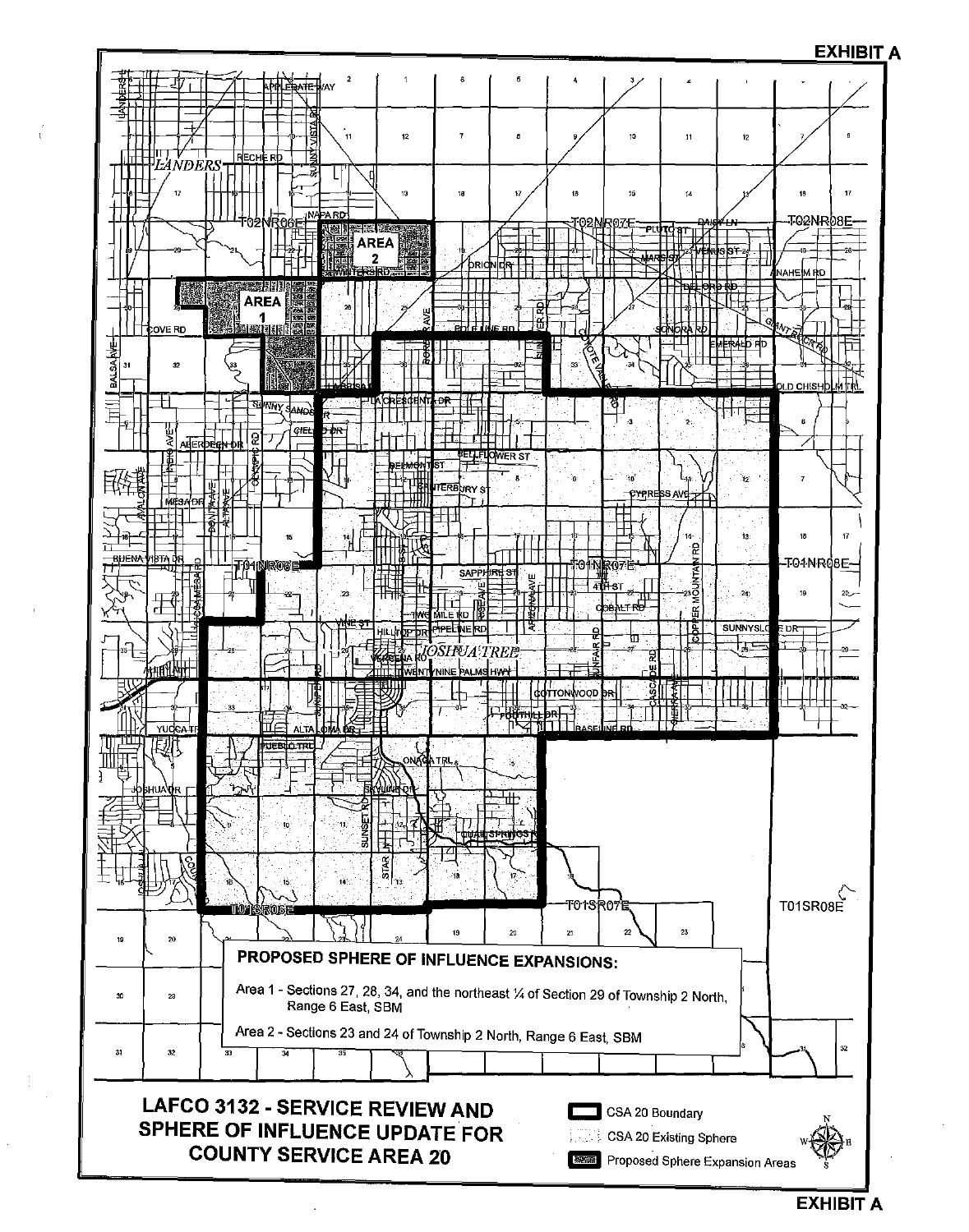EXHIBIT A

PROPOSED SPHERE OF INFLUENCE EXPANSIONS:

Area 1 - Sections 27, 28, 34, and the northeast ¼ of Section 29 of Township 2 North, Range 6 East, SBM

Area 2 - Sections 23 and 24 of Township 2 North, Range 6 East, SBM

LANDERS

JOSHUA TREE

AREA 1

AREA 2

T02NR06E

T02NR07E

T02NR08E

T01NR06E

T01NR07E

T01NR08E

T01SR06E

T01SR07E

T01SR08E

**LAFCO 3132 - SERVICE REVIEW AND SPHERE OF INFLUENCE UPDATE FOR COUNTY SERVICE AREA 20**

CSA 20 Boundary

CSA 20 Existing Sphere

Proposed Sphere Expansion Areas

EXHIBIT A